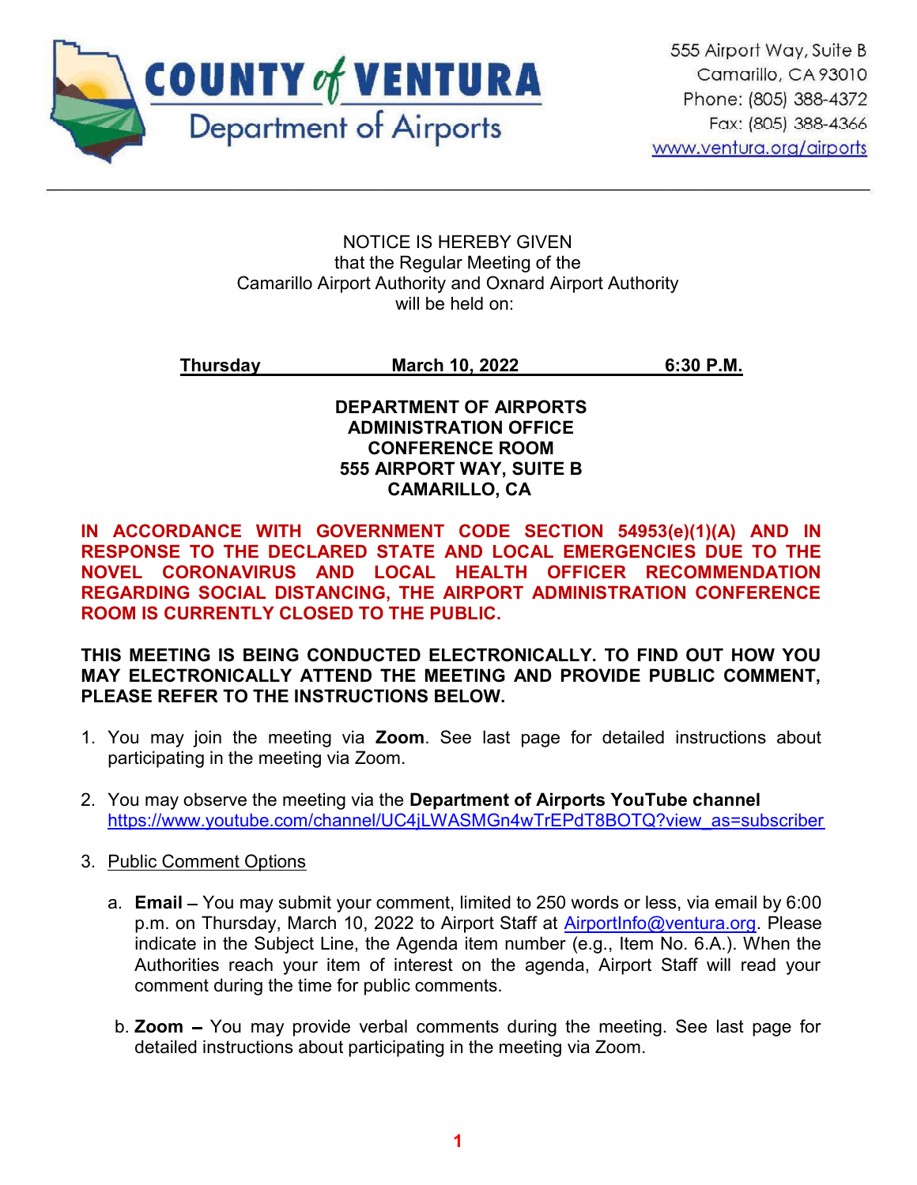# COUNTY of VENTURA
## Department of Airports

555 Airport Way, Suite B
Camarillo, CA 93010
Phone: (805) 388-4372
Fax: (805) 388-4366
www.ventura.org/airports

---

NOTICE IS HEREBY GIVEN
that the Regular Meeting of the
Camarillo Airport Authority and Oxnard Airport Authority
will be held on:

**Thursday** **March 10, 2022** **6:30 P.M.**

**DEPARTMENT OF AIRPORTS**
**ADMINISTRATION OFFICE**
**CONFERENCE ROOM**
**555 AIRPORT WAY, SUITE B**
**CAMARILLO, CA**

**IN ACCORDANCE WITH GOVERNMENT CODE SECTION 54953(e)(1)(A) AND IN RESPONSE TO THE DECLARED STATE AND LOCAL EMERGENCIES DUE TO THE NOVEL CORONAVIRUS AND LOCAL HEALTH OFFICER RECOMMENDATION REGARDING SOCIAL DISTANCING, THE AIRPORT ADMINISTRATION CONFERENCE ROOM IS CURRENTLY CLOSED TO THE PUBLIC.**

**THIS MEETING IS BEING CONDUCTED ELECTRONICALLY. TO FIND OUT HOW YOU MAY ELECTRONICALLY ATTEND THE MEETING AND PROVIDE PUBLIC COMMENT, PLEASE REFER TO THE INSTRUCTIONS BELOW.**

1. You may join the meeting via **Zoom**. See last page for detailed instructions about participating in the meeting via Zoom.

2. You may observe the meeting via the **Department of Airports YouTube channel** https://www.youtube.com/channel/UC4jLWASMGn4wTrEPdT8BOTQ?view_as=subscriber

3. Public Comment Options

   a. **Email** – You may submit your comment, limited to 250 words or less, via email by 6:00 p.m. on Thursday, March 10, 2022 to Airport Staff at AirportInfo@ventura.org. Please indicate in the Subject Line, the Agenda item number (e.g., Item No. 6.A.). When the Authorities reach your item of interest on the agenda, Airport Staff will read your comment during the time for public comments.

   b. **Zoom** – You may provide verbal comments during the meeting. See last page for detailed instructions about participating in the meeting via Zoom.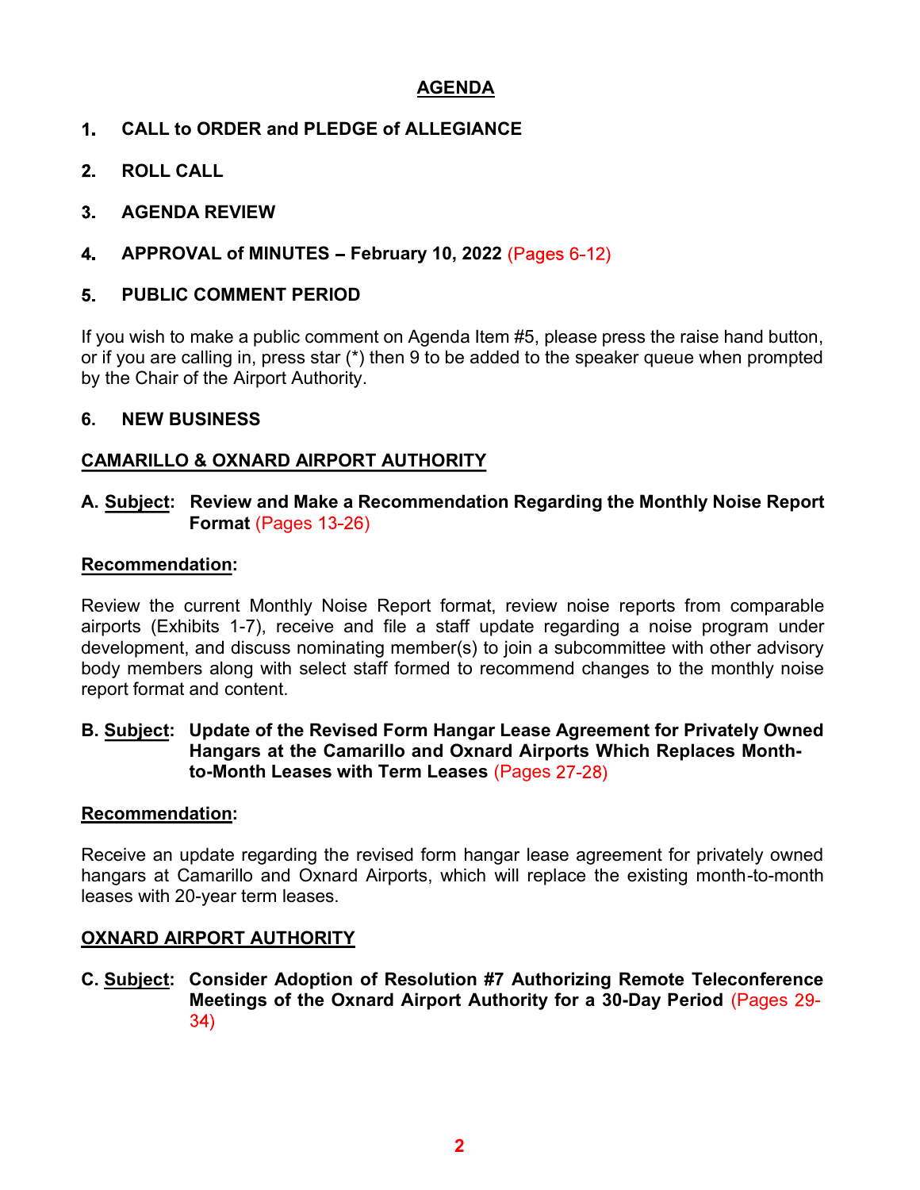# AGENDA

1. **CALL to ORDER and PLEDGE of ALLEGIANCE**

2. **ROLL CALL**

3. **AGENDA REVIEW**

4. **APPROVAL of MINUTES – February 10, 2022** (Pages 6-12)

5. **PUBLIC COMMENT PERIOD**

If you wish to make a public comment on Agenda Item #5, please press the raise hand button, or if you are calling in, press star (*) then 9 to be added to the speaker queue when prompted by the Chair of the Airport Authority.

6. **NEW BUSINESS**

## CAMARILLO & OXNARD AIRPORT AUTHORITY

**A. Subject: Review and Make a Recommendation Regarding the Monthly Noise Report Format** (Pages 13-26)

**Recommendation:**

Review the current Monthly Noise Report format, review noise reports from comparable airports (Exhibits 1-7), receive and file a staff update regarding a noise program under development, and discuss nominating member(s) to join a subcommittee with other advisory body members along with select staff formed to recommend changes to the monthly noise report format and content.

**B. Subject: Update of the Revised Form Hangar Lease Agreement for Privately Owned Hangars at the Camarillo and Oxnard Airports Which Replaces Month-to-Month Leases with Term Leases** (Pages 27-28)

**Recommendation:**

Receive an update regarding the revised form hangar lease agreement for privately owned hangars at Camarillo and Oxnard Airports, which will replace the existing month-to-month leases with 20-year term leases.

## OXNARD AIRPORT AUTHORITY

**C. Subject: Consider Adoption of Resolution #7 Authorizing Remote Teleconference Meetings of the Oxnard Airport Authority for a 30-Day Period** (Pages 29-34)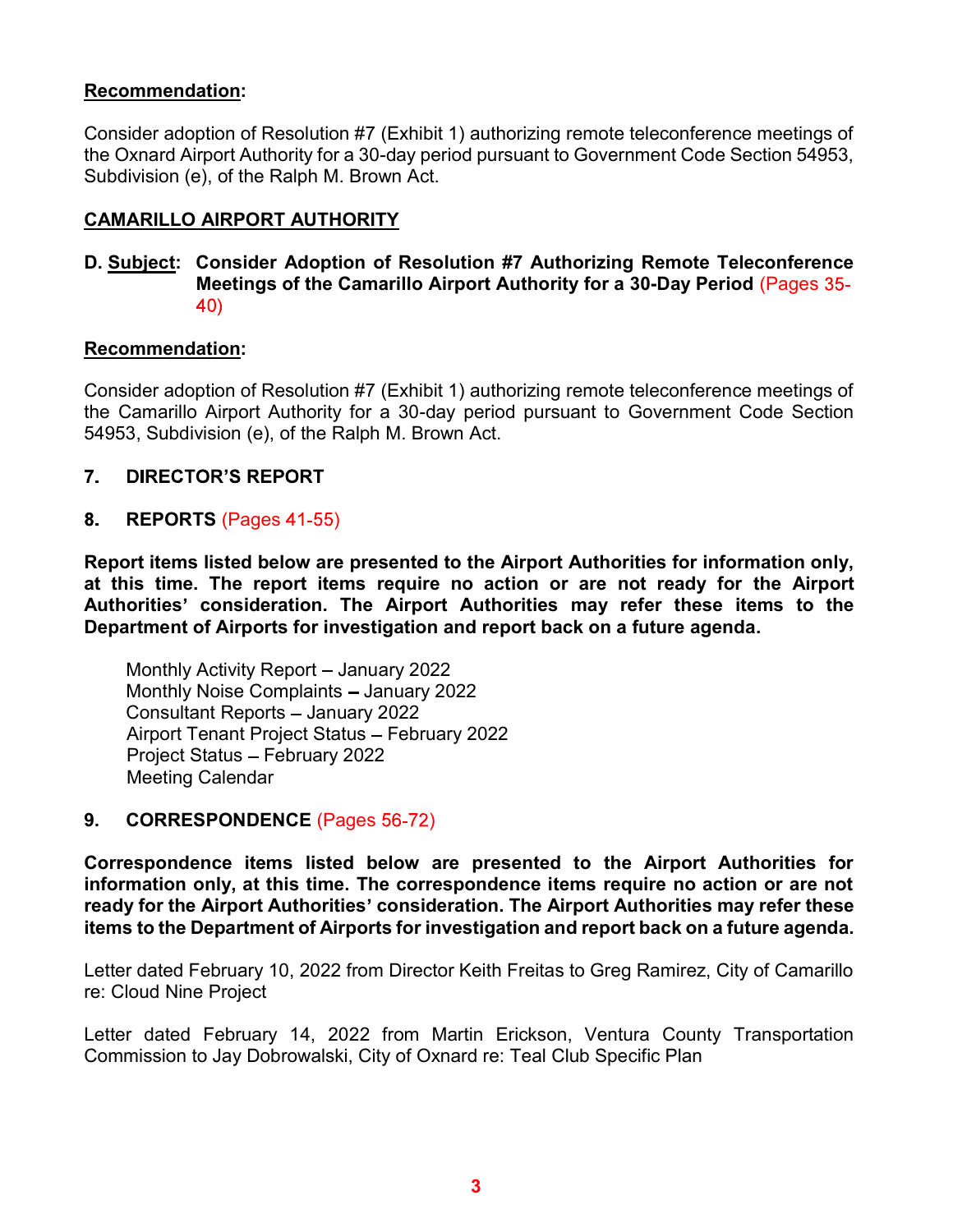**Recommendation:**

Consider adoption of Resolution #7 (Exhibit 1) authorizing remote teleconference meetings of the Oxnard Airport Authority for a 30-day period pursuant to Government Code Section 54953, Subdivision (e), of the Ralph M. Brown Act.

## CAMARILLO AIRPORT AUTHORITY

**D. Subject: Consider Adoption of Resolution #7 Authorizing Remote Teleconference Meetings of the Camarillo Airport Authority for a 30-Day Period** (Pages 35-40)

**Recommendation:**

Consider adoption of Resolution #7 (Exhibit 1) authorizing remote teleconference meetings of the Camarillo Airport Authority for a 30-day period pursuant to Government Code Section 54953, Subdivision (e), of the Ralph M. Brown Act.

## 7. DIRECTOR'S REPORT

## 8. REPORTS (Pages 41-55)

**Report items listed below are presented to the Airport Authorities for information only, at this time. The report items require no action or are not ready for the Airport Authorities' consideration. The Airport Authorities may refer these items to the Department of Airports for investigation and report back on a future agenda.**

Monthly Activity Report – January 2022
Monthly Noise Complaints – January 2022
Consultant Reports – January 2022
Airport Tenant Project Status – February 2022
Project Status – February 2022
Meeting Calendar

## 9. CORRESPONDENCE (Pages 56-72)

**Correspondence items listed below are presented to the Airport Authorities for information only, at this time. The correspondence items require no action or are not ready for the Airport Authorities' consideration. The Airport Authorities may refer these items to the Department of Airports for investigation and report back on a future agenda.**

Letter dated February 10, 2022 from Director Keith Freitas to Greg Ramirez, City of Camarillo re: Cloud Nine Project

Letter dated February 14, 2022 from Martin Erickson, Ventura County Transportation Commission to Jay Dobrowalski, City of Oxnard re: Teal Club Specific Plan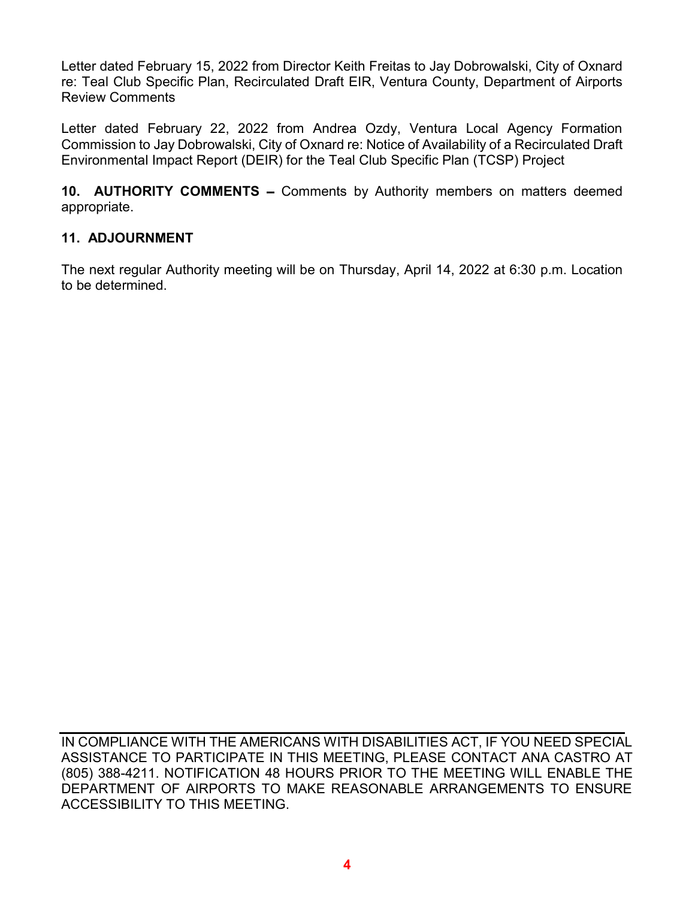Letter dated February 15, 2022 from Director Keith Freitas to Jay Dobrowalski, City of Oxnard re: Teal Club Specific Plan, Recirculated Draft EIR, Ventura County, Department of Airports Review Comments

Letter dated February 22, 2022 from Andrea Ozdy, Ventura Local Agency Formation Commission to Jay Dobrowalski, City of Oxnard re: Notice of Availability of a Recirculated Draft Environmental Impact Report (DEIR) for the Teal Club Specific Plan (TCSP) Project

**10. AUTHORITY COMMENTS –** Comments by Authority members on matters deemed appropriate.

**11. ADJOURNMENT**

The next regular Authority meeting will be on Thursday, April 14, 2022 at 6:30 p.m. Location to be determined.

---

IN COMPLIANCE WITH THE AMERICANS WITH DISABILITIES ACT, IF YOU NEED SPECIAL ASSISTANCE TO PARTICIPATE IN THIS MEETING, PLEASE CONTACT ANA CASTRO AT (805) 388-4211. NOTIFICATION 48 HOURS PRIOR TO THE MEETING WILL ENABLE THE DEPARTMENT OF AIRPORTS TO MAKE REASONABLE ARRANGEMENTS TO ENSURE ACCESSIBILITY TO THIS MEETING.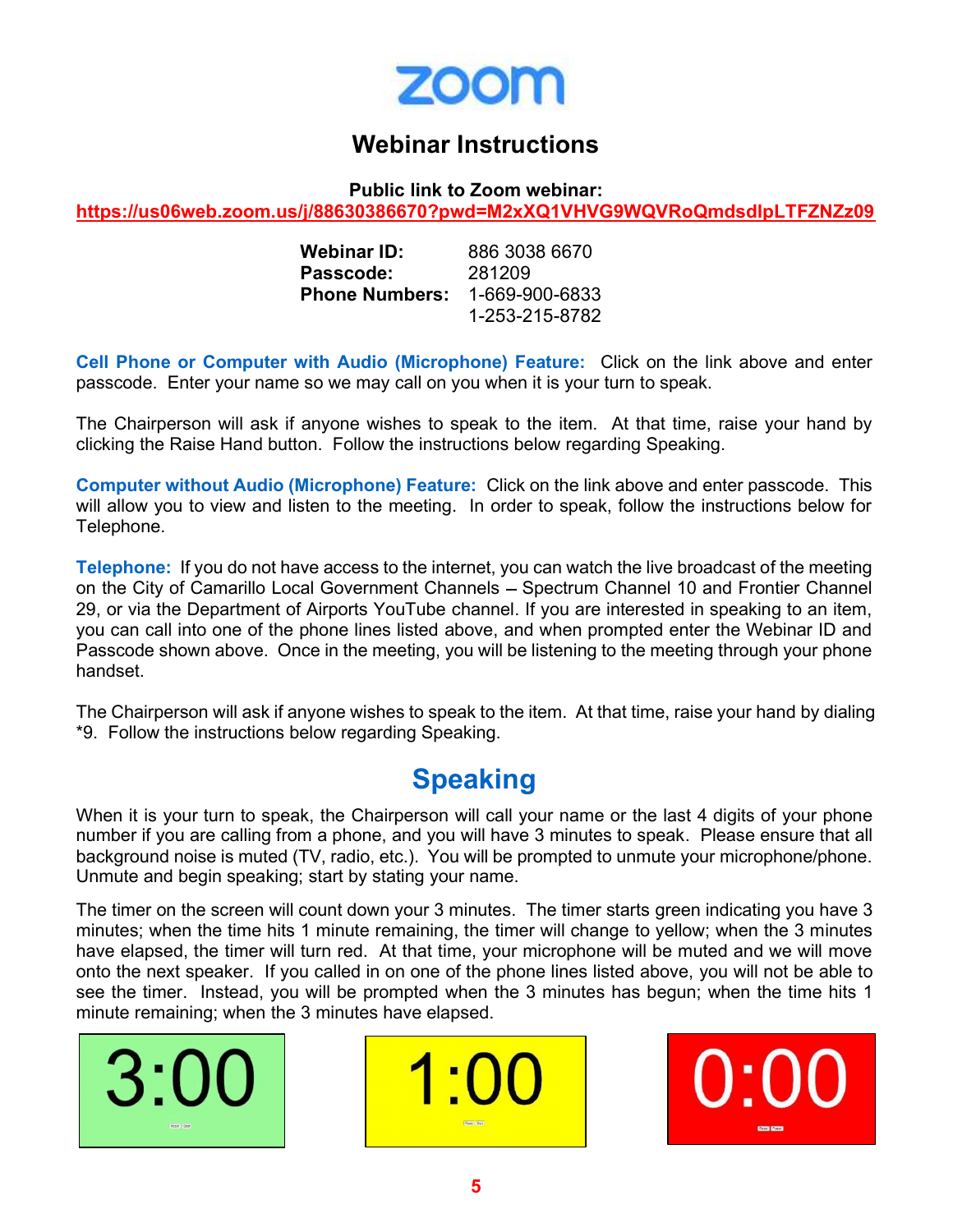zoom

# Webinar Instructions

**Public link to Zoom webinar:**
https://us06web.zoom.us/j/88630386670?pwd=M2xXQ1VHVG9WQVRoQmdsdlpLTFZNZz09

| | |
|---|---|
| **Webinar ID:** | 886 3038 6670 |
| **Passcode:** | 281209 |
| **Phone Numbers:** | 1-669-900-6833 |
| | 1-253-215-8782 |

**Cell Phone or Computer with Audio (Microphone) Feature:** Click on the link above and enter passcode. Enter your name so we may call on you when it is your turn to speak.

The Chairperson will ask if anyone wishes to speak to the item. At that time, raise your hand by clicking the Raise Hand button. Follow the instructions below regarding Speaking.

**Computer without Audio (Microphone) Feature:** Click on the link above and enter passcode. This will allow you to view and listen to the meeting. In order to speak, follow the instructions below for Telephone.

**Telephone:** If you do not have access to the internet, you can watch the live broadcast of the meeting on the City of Camarillo Local Government Channels – Spectrum Channel 10 and Frontier Channel 29, or via the Department of Airports YouTube channel. If you are interested in speaking to an item, you can call into one of the phone lines listed above, and when prompted enter the Webinar ID and Passcode shown above. Once in the meeting, you will be listening to the meeting through your phone handset.

The Chairperson will ask if anyone wishes to speak to the item. At that time, raise your hand by dialing *9. Follow the instructions below regarding Speaking.

## Speaking

When it is your turn to speak, the Chairperson will call your name or the last 4 digits of your phone number if you are calling from a phone, and you will have 3 minutes to speak. Please ensure that all background noise is muted (TV, radio, etc.). You will be prompted to unmute your microphone/phone. Unmute and begin speaking; start by stating your name.

The timer on the screen will count down your 3 minutes. The timer starts green indicating you have 3 minutes; when the time hits 1 minute remaining, the timer will change to yellow; when the 3 minutes have elapsed, the timer will turn red. At that time, your microphone will be muted and we will move onto the next speaker. If you called in on one of the phone lines listed above, you will not be able to see the timer. Instead, you will be prompted when the 3 minutes has begun; when the time hits 1 minute remaining; when the 3 minutes have elapsed.

3:00

1:00

0:00